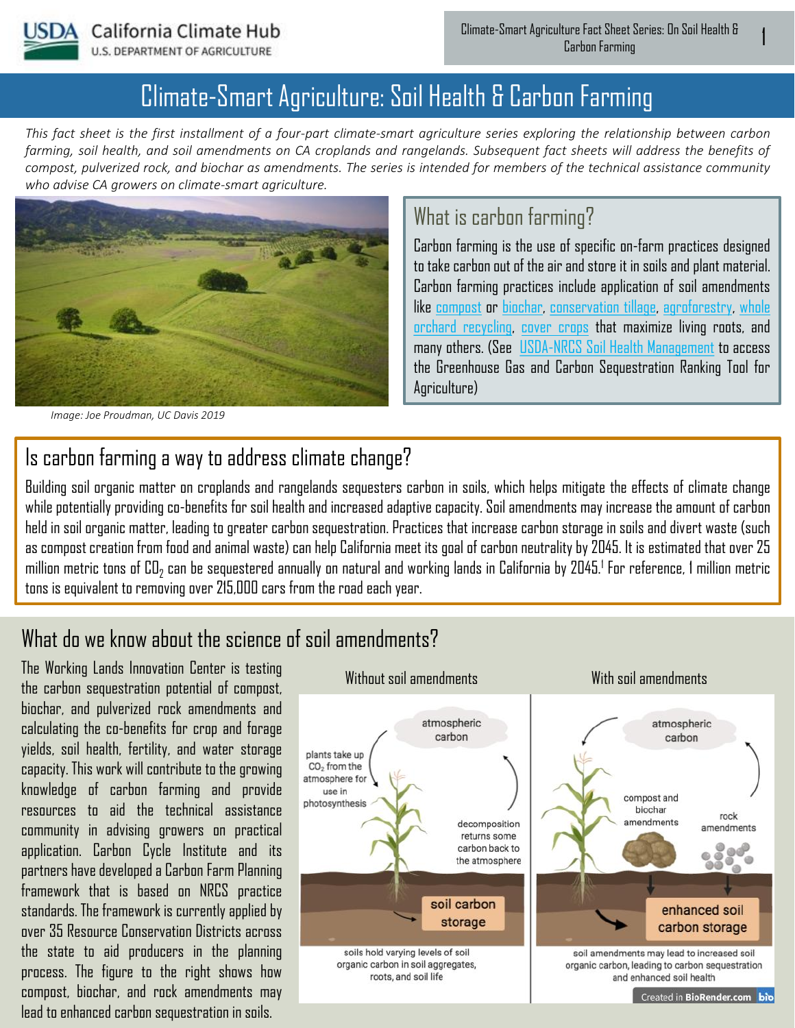# Climate-Smart Agriculture: Soil Health & Carbon Farming

*This fact sheet is the first installment of a four-part climate-smart agriculture series exploring the relationship between carbon farming, soil health, and soil amendments on CA croplands and rangelands. Subsequent fact sheets will address the benefits of compost, pulverized rock, and biochar as amendments. The series is intended for members of the technical assistance community who advise CA growers on climate-smart agriculture.*

*Image: Joe Proudman, UC Davis 2019*

## What is carbon farming?

Carbon farming is the use of specific on-farm practices designed to take carbon out of the air and store it in soils and plant material. Carbon farming practices include application of soil amendments like compost or biochar, conservation tillage, agroforestry, whole orchard recycling, cover crops that maximize living roots, and many others. (See USDA-NRCS Soil Health Management to access the Greenhouse Gas and Carbon Sequestration Ranking Tool for Agriculture)

## Is carbon farming a way to address climate change?

Building soil organic matter on croplands and rangelands sequesters carbon in soils, which helps mitigate the effects of climate change while potentially providing co-benefits for soil health and increased adaptive capacity. Soil amendments may increase the amount of carbon held in soil organic matter, leading to greater carbon sequestration. Practices that increase carbon storage in soils and divert waste (such as compost creation from food and animal waste) can help California meet its goal of carbon neutrality by 2045. It is estimated that over 25 million metric tons of $CO_2$ can be sequestered annually on natural and working lands in California by 2045.[1] For reference, 1 million metric tons is equivalent to removing over 215,000 cars from the road each year.

## What do we know about the science of soil amendments?

The Working Lands Innovation Center is testing the carbon sequestration potential of compost, biochar, and pulverized rock amendments and calculating the co-benefits for crop and forage yields, soil health, fertility, and water storage capacity. This work will contribute to the growing knowledge of carbon farming and provide resources to aid the technical assistance community in advising growers on practical application. Carbon Cycle Institute and its partners have developed a Carbon Farm Planning framework that is based on NRCS practice standards. The framework is currently applied by over 35 Resource Conservation Districts across the state to aid producers in the planning process. The figure to the right shows how compost, biochar, and rock amendments may lead to enhanced carbon sequestration in soils.

Without soil amendments: plants take up $CO_2$ from the atmosphere for use in photosynthesis; decomposition returns some carbon back to the atmosphere; soil carbon storage. Soils hold varying levels of soil organic carbon in soil aggregates, roots, and soil life.

With soil amendments: atmospheric carbon; compost and biochar amendments; rock amendments; enhanced soil carbon storage. Soil amendments may lead to increased soil organic carbon, leading to carbon sequestration and enhanced soil health.

Created in BioRender.com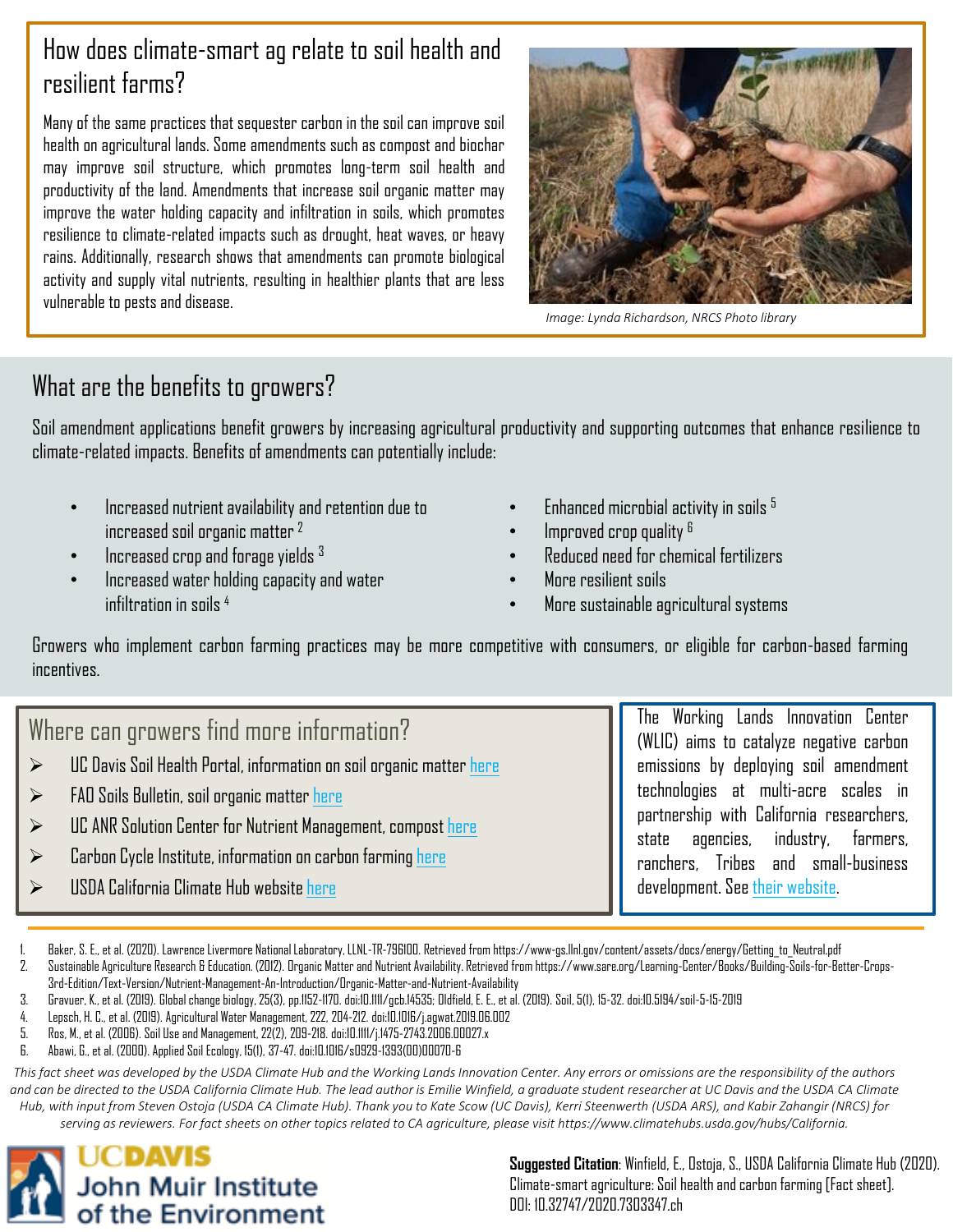## How does climate-smart ag relate to soil health and resilient farms?

Many of the same practices that sequester carbon in the soil can improve soil health on agricultural lands. Some amendments such as compost and biochar may improve soil structure, which promotes long-term soil health and productivity of the land. Amendments that increase soil organic matter may improve the water holding capacity and infiltration in soils, which promotes resilience to climate-related impacts such as drought, heat waves, or heavy rains. Additionally, research shows that amendments can promote biological activity and supply vital nutrients, resulting in healthier plants that are less vulnerable to pests and disease.

*Image: Lynda Richardson, NRCS Photo library*

## What are the benefits to growers?

Soil amendment applications benefit growers by increasing agricultural productivity and supporting outcomes that enhance resilience to climate-related impacts. Benefits of amendments can potentially include:

- Increased nutrient availability and retention due to increased soil organic matter [2]
- Increased crop and forage yields [3]
- Increased water holding capacity and water infiltration in soils [4]
- Enhanced microbial activity in soils [5]
- Improved crop quality [6]
- Reduced need for chemical fertilizers
- More resilient soils
- More sustainable agricultural systems

Growers who implement carbon farming practices may be more competitive with consumers, or eligible for carbon-based farming incentives.

## Where can growers find more information?

- UC Davis Soil Health Portal, information on soil organic matter here
- FAO Soils Bulletin, soil organic matter here
- UC ANR Solution Center for Nutrient Management, compost here
- Carbon Cycle Institute, information on carbon farming here
- USDA California Climate Hub website here

The Working Lands Innovation Center (WLIC) aims to catalyze negative carbon emissions by deploying soil amendment technologies at multi-acre scales in partnership with California researchers, state agencies, industry, farmers, ranchers, Tribes and small-business development. See their website.

1. Baker, S. E., et al. (2020). Lawrence Livermore National Laboratory, LLNL-TR-796100. Retrieved from https://www-gs.llnl.gov/content/assets/docs/energy/Getting_to_Neutral.pdf
2. Sustainable Agriculture Research & Education. (2012). Organic Matter and Nutrient Availability. Retrieved from https://www.sare.org/Learning-Center/Books/Building-Soils-for-Better-Crops-3rd-Edition/Text-Version/Nutrient-Management-An-Introduction/Organic-Matter-and-Nutrient-Availability
3. Gravuer, K., et al. (2019). Global change biology, 25(3), pp.1152-1170. doi:10.1111/gcb.14535; Oldfield, E. E., et al. (2019). Soil, 5(1), 15-32. doi:10.5194/soil-5-15-2019
4. Lepsch, H. C., et al. (2019). Agricultural Water Management, 222, 204-212. doi:10.1016/j.agwat.2019.06.002
5. Ros, M., et al. (2006). Soil Use and Management, 22(2), 209-218. doi:10.1111/j.1475-2743.2006.00027.x
6. Abawi, G., et al. (2000). Applied Soil Ecology, 15(1), 37-47. doi:10.1016/s0929-1393(00)00070-6

*This fact sheet was developed by the USDA Climate Hub and the Working Lands Innovation Center. Any errors or omissions are the responsibility of the authors and can be directed to the USDA California Climate Hub. The lead author is Emilie Winfield, a graduate student researcher at UC Davis and the USDA CA Climate Hub, with input from Steven Ostoja (USDA CA Climate Hub). Thank you to Kate Scow (UC Davis), Kerri Steenwerth (USDA ARS), and Kabir Zahangir (NRCS) for serving as reviewers. For fact sheets on other topics related to CA agriculture, please visit https://www.climatehubs.usda.gov/hubs/California.*

UC DAVIS John Muir Institute of the Environment

**Suggested Citation**: Winfield, E., Ostoja, S., USDA California Climate Hub (2020). Climate-smart agriculture: Soil health and carbon farming [Fact sheet]. DOI: 10.32747/2020.7303347.ch